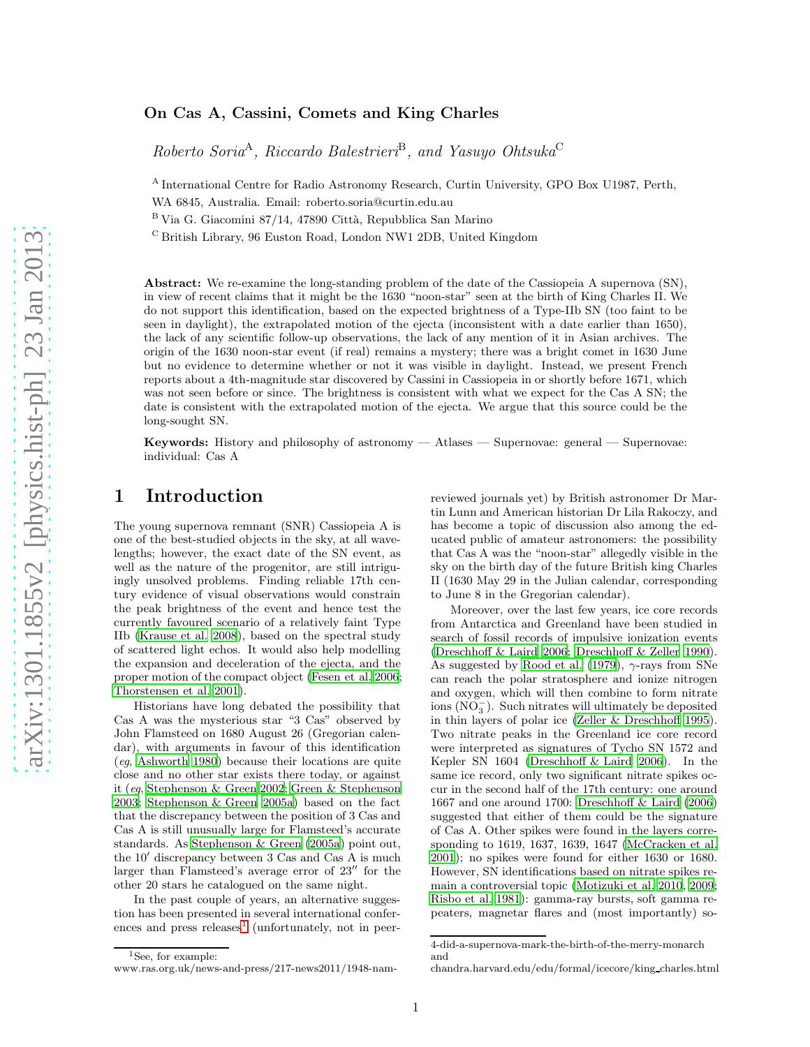# On Cas A, Cassini, Comets and King Charles

*Roberto Soria*[A], *Riccardo Balestrieri*[B], *and Yasuyo Ohtsuka*[C]

[A] International Centre for Radio Astronomy Research, Curtin University, GPO Box U1987, Perth, WA 6845, Australia. Email: roberto.soria@curtin.edu.au

[B] Via G. Giacomini 87/14, 47890 Città, Repubblica San Marino

[C] British Library, 96 Euston Road, London NW1 2DB, United Kingdom

**Abstract:** We re-examine the long-standing problem of the date of the Cassiopeia A supernova (SN), in view of recent claims that it might be the 1630 "noon-star" seen at the birth of King Charles II. We do not support this identification, based on the expected brightness of a Type-IIb SN (too faint to be seen in daylight), the extrapolated motion of the ejecta (inconsistent with a date earlier than 1650), the lack of any scientific follow-up observations, the lack of any mention of it in Asian archives. The origin of the 1630 noon-star event (if real) remains a mystery; there was a bright comet in 1630 June but no evidence to determine whether or not it was visible in daylight. Instead, we present French reports about a 4th-magnitude star discovered by Cassini in Cassiopeia in or shortly before 1671, which was not seen before or since. The brightness is consistent with what we expect for the Cas A SN; the date is consistent with the extrapolated motion of the ejecta. We argue that this source could be the long-sought SN.

**Keywords:** History and philosophy of astronomy — Atlases — Supernovae: general — Supernovae: individual: Cas A

## 1 Introduction

The young supernova remnant (SNR) Cassiopeia A is one of the best-studied objects in the sky, at all wavelengths; however, the exact date of the SN event, as well as the nature of the progenitor, are still intriguingly unsolved problems. Finding reliable 17th century evidence of visual observations would constrain the peak brightness of the event and hence test the currently favoured scenario of a relatively faint Type IIb (Krause et al. 2008), based on the spectral study of scattered light echos. It would also help modelling the expansion and deceleration of the ejecta, and the proper motion of the compact object (Fesen et al. 2006; Thorstensen et al. 2001).

Historians have long debated the possibility that Cas A was the mysterious star "3 Cas" observed by John Flamsteed on 1680 August 26 (Gregorian calendar), with arguments in favour of this identification (*eg*, Ashworth 1980) because their locations are quite close and no other star exists there today, or against it (*eg*, Stephenson & Green 2002; Green & Stephenson 2003; Stephenson & Green 2005a) based on the fact that the discrepancy between the position of 3 Cas and Cas A is still unusually large for Flamsteed's accurate standards. As Stephenson & Green (2005a) point out, the 10′ discrepancy between 3 Cas and Cas A is much larger than Flamsteed's average error of 23″ for the other 20 stars he catalogued on the same night.

In the past couple of years, an alternative suggestion has been presented in several international conferences and press releases[1] (unfortunately, not in peer-reviewed journals yet) by British astronomer Dr Martin Lunn and American historian Dr Lila Rakoczy, and has become a topic of discussion also among the educated public of amateur astronomers: the possibility that Cas A was the "noon-star" allegedly visible in the sky on the birth day of the future British king Charles II (1630 May 29 in the Julian calendar, corresponding to June 8 in the Gregorian calendar).

Moreover, over the last few years, ice core records from Antarctica and Greenland have been studied in search of fossil records of impulsive ionization events (Dreschhoff & Laird 2006; Dreschhoff & Zeller 1990). As suggested by Rood et al. (1979), $\gamma$-rays from SNe can reach the polar stratosphere and ionize nitrogen and oxygen, which will then combine to form nitrate ions ($NO_3^-$). Such nitrates will ultimately be deposited in thin layers of polar ice (Zeller & Dreschhoff 1995). Two nitrate peaks in the Greenland ice core record were interpreted as signatures of Tycho SN 1572 and Kepler SN 1604 (Dreschhoff & Laird 2006). In the same ice record, only two significant nitrate spikes occur in the second half of the 17th century: one around 1667 and one around 1700: Dreschhoff & Laird (2006) suggested that either of them could be the signature of Cas A. Other spikes were found in the layers corresponding to 1619, 1637, 1639, 1647 (McCracken et al. 2001); no spikes were found for either 1630 or 1680. However, SN identifications based on nitrate spikes remain a controversial topic (Motizuki et al. 2010, 2009; Risbo et al. 1981): gamma-ray bursts, soft gamma repeaters, magnetar flares and (most importantly) so-

[1] See, for example: www.ras.org.uk/news-and-press/217-news2011/1948-nam-4-did-a-supernova-mark-the-birth-of-the-merry-monarch and chandra.harvard.edu/edu/formal/icecore/king_charles.html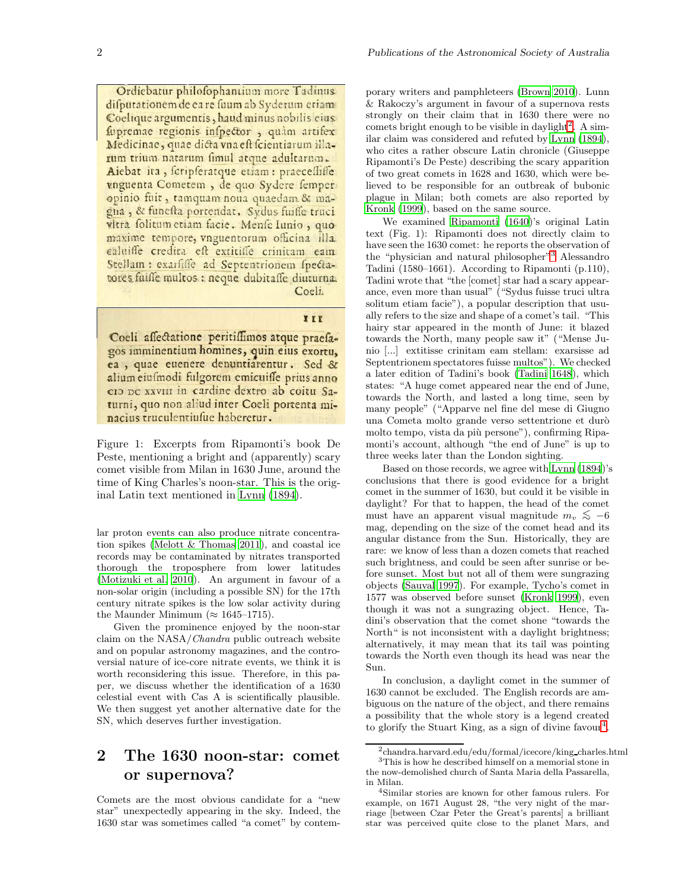Figure 1: Excerpts from Ripamonti's book De Peste, mentioning a bright and (apparently) scary comet visible from Milan in 1630 June, around the time of King Charles's noon-star. This is the original Latin text mentioned in Lynn (1894).

lar proton events can also produce nitrate concentration spikes (Melott & Thomas 2011), and coastal ice records may be contaminated by nitrates transported thorough the troposphere from lower latitudes (Motizuki et al. 2010). An argument in favour of a non-solar origin (including a possible SN) for the 17th century nitrate spikes is the low solar activity during the Maunder Minimum (≈ 1645–1715).

Given the prominence enjoyed by the noon-star claim on the NASA/*Chandra* public outreach website and on popular astronomy magazines, and the controversial nature of ice-core nitrate events, we think it is worth reconsidering this issue. Therefore, in this paper, we discuss whether the identification of a 1630 celestial event with Cas A is scientifically plausible. We then suggest yet another alternative date for the SN, which deserves further investigation.

## 2 The 1630 noon-star: comet or supernova?

Comets are the most obvious candidate for a "new star" unexpectedly appearing in the sky. Indeed, the 1630 star was sometimes called "a comet" by contemporary writers and pamphleteers (Brown 2010). Lunn & Rakoczy's argument in favour of a supernova rests strongly on their claim that in 1630 there were no comets bright enough to be visible in daylight[2]. A similar claim was considered and refuted by Lynn (1894), who cites a rather obscure Latin chronicle (Giuseppe Ripamonti's De Peste) describing the scary apparition of two great comets in 1628 and 1630, which were believed to be responsible for an outbreak of bubonic plague in Milan; both comets are also reported by Kronk (1999), based on the same source.

We examined Ripamonti (1640)'s original Latin text (Fig. 1): Ripamonti does not directly claim to have seen the 1630 comet: he reports the observation of the "physician and natural philosopher"[3] Alessandro Tadini (1580–1661). According to Ripamonti (p.110), Tadini wrote that "the [comet] star had a scary appearance, even more than usual" ("Sydus fuisse truci ultra solitum etiam facie"), a popular description that usually refers to the size and shape of a comet's tail. "This hairy star appeared in the month of June: it blazed towards the North, many people saw it" ("Mense Junio [...] extitisse crinitam eam stellam: exarsisse ad Septentrionem spectatores fuisse multos"). We checked a later edition of Tadini's book (Tadini 1648), which states: "A huge comet appeared near the end of June, towards the North, and lasted a long time, seen by many people" ("Apparve nel fine del mese di Giugno una Cometa molto grande verso settentrione et durò molto tempo, vista da più persone"), confirming Ripamonti's account, although "the end of June" is up to three weeks later than the London sighting.

Based on those records, we agree with Lynn (1894)'s conclusions that there is good evidence for a bright comet in the summer of 1630, but could it be visible in daylight? For that to happen, the head of the comet must have an apparent visual magnitude $m_v \lesssim -6$ mag, depending on the size of the comet head and its angular distance from the Sun. Historically, they are rare: we know of less than a dozen comets that reached such brightness, and could be seen after sunrise or before sunset. Most but not all of them were sungrazing objects (Sauval 1997). For example, Tycho's comet in 1577 was observed before sunset (Kronk 1999), even though it was not a sungrazing object. Hence, Tadini's observation that the comet shone "towards the North" is not inconsistent with a daylight brightness; alternatively, it may mean that its tail was pointing towards the North even though its head was near the Sun.

In conclusion, a daylight comet in the summer of 1630 cannot be excluded. The English records are ambiguous on the nature of the object, and there remains a possibility that the whole story is a legend created to glorify the Stuart King, as a sign of divine favour[4].

[2] chandra.harvard.edu/edu/formal/icecore/king_charles.html

[3] This is how he described himself on a memorial stone in the now-demolished church of Santa Maria della Passarella, in Milan.

[4] Similar stories are known for other famous rulers. For example, on 1671 August 28, "the very night of the marriage [between Czar Peter the Great's parents] a brilliant star was perceived quite close to the planet Mars, and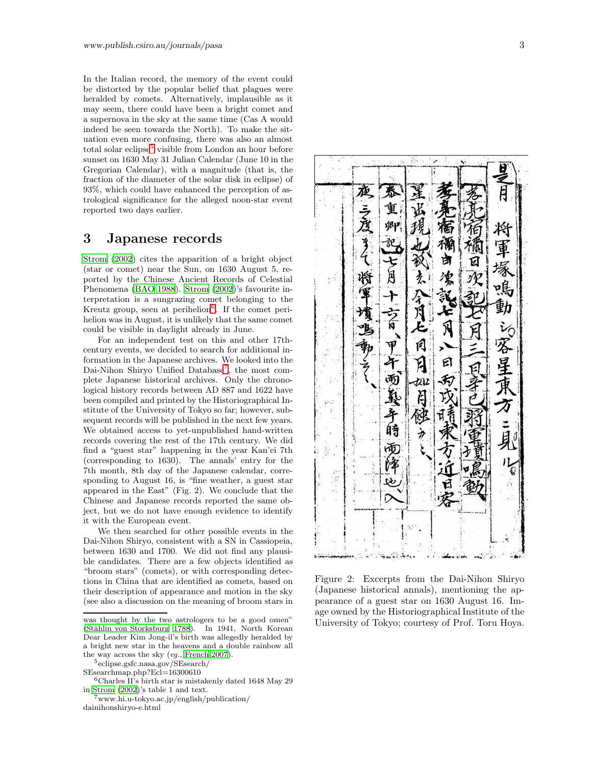In the Italian record, the memory of the event could be distorted by the popular belief that plagues were heralded by comets. Alternatively, implausible as it may seem, there could have been a bright comet and a supernova in the sky at the same time (Cas A would indeed be seen towards the North). To make the situation even more confusing, there was also an almost total solar eclipse[5] visible from London an hour before sunset on 1630 May 31 Julian Calendar (June 10 in the Gregorian Calendar), with a magnitude (that is, the fraction of the diameter of the solar disk in eclipse) of 93%, which could have enhanced the perception of astrological significance for the alleged noon-star event reported two days earlier.

## 3 Japanese records

Strom (2002) cites the apparition of a bright object (star or comet) near the Sun, on 1630 August 5, reported by the Chinese Ancient Records of Celestial Phenomena (BAO 1988). Strom (2002)'s favourite interpretation is a sungrazing comet belonging to the Kreutz group, seen at perihelion[6]. If the comet perihelion was in August, it is unlikely that the same comet could be visible in daylight already in June.

For an independent test on this and other 17th-century events, we decided to search for additional information in the Japanese archives. We looked into the Dai-Nihon Shiryo Unified Database[7], the most complete Japanese historical archives. Only the chronological history records between AD 887 and 1622 have been compiled and printed by the Historiographical Institute of the University of Tokyo so far; however, subsequent records will be published in the next few years. We obtained access to yet-unpublished hand-written records covering the rest of the 17th century. We did find a "guest star" happening in the year Kan'ei 7th (corresponding to 1630). The annals' entry for the 7th month, 8th day of the Japanese calendar, corresponding to August 16, is "fine weather, a guest star appeared in the East" (Fig. 2). We conclude that the Chinese and Japanese records reported the same object, but we do not have enough evidence to identify it with the European event.

We then searched for other possible events in the Dai-Nihon Shiryo, consistent with a SN in Cassiopeia, between 1630 and 1700. We did not find any plausible candidates. There are a few objects identified as "broom stars" (comets), or with corresponding detections in China that are identified as comets, based on their description of appearance and motion in the sky (see also a discussion on the meaning of broom stars in

Figure 2: Excerpts from the Dai-Nihon Shiryo (Japanese historical annals), mentioning the appearance of a guest star on 1630 August 16. Image owned by the Historiographical Institute of the University of Tokyo; courtesy of Prof. Toru Hoya.

---

was thought by the two astrologers to be a good omen" (Stählin von Storksburg 1788). In 1941, North Korean Dear Leader Kim Jong-il's birth was allegedly heralded by a bright new star in the heavens and a double rainbow all the way across the sky (*eg.*, French 2007).

[5] eclipse.gsfc.nasa.gov/SEsearch/SEsearchmap.php?Ecl=16300610

[6] Charles II's birth star is mistakenly dated 1648 May 29 in Strom (2002)'s table 1 and text.

[7] www.hi.u-tokyo.ac.jp/english/publication/dainihonshiryo-e.html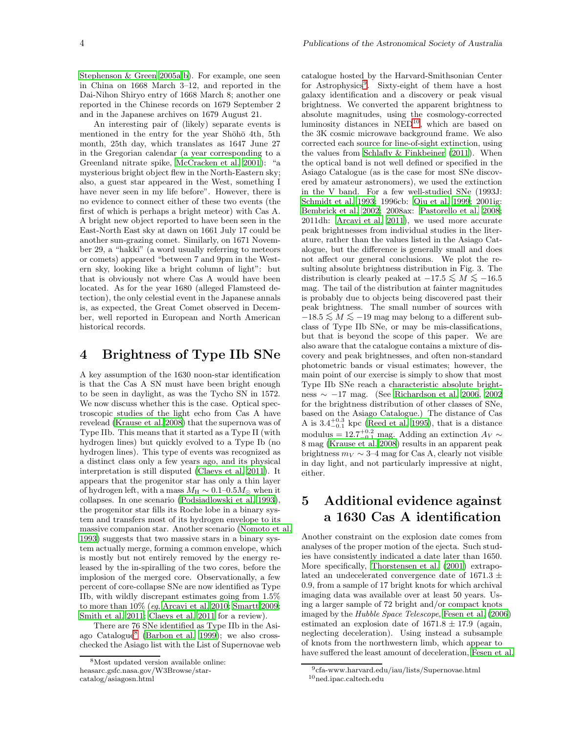Stephenson & Green 2005a,b). For example, one seen in China on 1668 March 3–12, and reported in the Dai-Nihon Shiryo entry of 1668 March 8; another one reported in the Chinese records on 1679 September 2 and in the Japanese archives on 1679 August 21.

An interesting pair of (likely) separate events is mentioned in the entry for the year Shōhō 4th, 5th month, 25th day, which translates as 1647 June 27 in the Gregorian calendar (a year corresponding to a Greenland nitrate spike, McCracken et al. 2001): "a mysterious bright object flew in the North-Eastern sky; also, a guest star appeared in the West, something I have never seen in my life before". However, there is no evidence to connect either of these two events (the first of which is perhaps a bright meteor) with Cas A. A bright new object reported to have been seen in the East-North East sky at dawn on 1661 July 17 could be another sun-grazing comet. Similarly, on 1671 November 29, a "hakki" (a word usually referring to meteors or comets) appeared "between 7 and 9pm in the Western sky, looking like a bright column of light": but that is obviously not where Cas A would have been located. As for the year 1680 (alleged Flamsteed detection), the only celestial event in the Japanese annals is, as expected, the Great Comet observed in December, well reported in European and North American historical records.

# 4 Brightness of Type IIb SNe

A key assumption of the 1630 noon-star identification is that the Cas A SN must have been bright enough to be seen in daylight, as was the Tycho SN in 1572. We now discuss whether this is the case. Optical spectroscopic studies of the light echo from Cas A have revelead (Krause et al. 2008) that the supernova was of Type IIb. This means that it started as a Type II (with hydrogen lines) but quickly evolved to a Type Ib (no hydrogen lines). This type of events was recognized as a distinct class only a few years ago, and its physical interpretation is still disputed (Claeys et al. 2011). It appears that the progenitor star has only a thin layer of hydrogen left, with a mass $M_{\rm H} \sim 0.1$–$0.5 M_{\odot}$ when it collapses. In one scenario (Podsiadlowski et al. 1993), the progenitor star fills its Roche lobe in a binary system and transfers most of its hydrogen envelope to its massive companion star. Another scenario (Nomoto et al. 1993) suggests that two massive stars in a binary system actually merge, forming a common envelope, which is mostly but not entirely removed by the energy released by the in-spiralling of the two cores, before the implosion of the merged core. Observationally, a few percent of core-collapse SNe are now identified as Type IIb, with wildly discrepant estimates going from 1.5% to more than 10% (*eg,* Arcavi et al. 2010; Smartt 2009; Smith et al. 2011; Claeys et al. 2011 for a review).

There are 76 SNe identified as Type IIb in the Asiago Catalogue[8] (Barbon et al. 1999); we also cross-checked the Asiago list with the List of Supernovae web catalogue hosted by the Harvard-Smithsonian Center for Astrophysics[9]. Sixty-eight of them have a host galaxy identification and a discovery or peak visual brightness. We converted the apparent brightness to absolute magnitudes, using the cosmology-corrected luminosity distances in NED[10], which are based on the 3K cosmic microwave background frame. We also corrected each source for line-of-sight extinction, using the values from Schlafly & Finkbeiner (2011). When the optical band is not well defined or specified in the Asiago Catalogue (as is the case for most SNe discovered by amateur astronomers), we used the extinction in the V band. For a few well-studied SNe (1993J: Schmidt et al. 1993; 1996cb: Qiu et al. 1999; 2001ig: Bembrick et al. 2002; 2008ax: Pastorello et al. 2008; 2011dh: Arcavi et al. 2011), we used more accurate peak brightnesses from individual studies in the literature, rather than the values listed in the Asiago Catalogue, but the difference is generally small and does not affect our general conclusions. We plot the resulting absolute brightness distribution in Fig. 3. The distribution is clearly peaked at $-17.5 \lesssim M \lesssim -16.5$ mag. The tail of the distribution at fainter magnitudes is probably due to objects being discovered past their peak brightness. The small number of sources with $-18.5 \lesssim M \lesssim -19$ mag may belong to a different subclass of Type IIb SNe, or may be mis-classifications, but that is beyond the scope of this paper. We are also aware that the catalogue contains a mixture of discovery and peak brightnesses, and often non-standard photometric bands or visual estimates; however, the main point of our exercise is simply to show that most Type IIb SNe reach a characteristic absolute brightness $\sim -17$ mag. (See Richardson et al. 2006, 2002 for the brightness distribution of other classes of SNe, based on the Asiago Catalogue.) The distance of Cas A is $3.4^{+0.3}_{-0.1}$ kpc (Reed et al. 1995), that is a distance modulus $= 12.7^{+0.2}_{-0.1}$ mag. Adding an extinction $A_V \sim 8$ mag (Krause et al. 2008) results in an apparent peak brightness $m_V \sim 3$–4 mag for Cas A, clearly not visible in day light, and not particularly impressive at night, either.

# 5 Additional evidence against a 1630 Cas A identification

Another constraint on the explosion date comes from analyses of the proper motion of the ejecta. Such studies have consistently indicated a date later than 1650. More specifically, Thorstensen et al. (2001) extrapolated an undecelerated convergence date of $1671.3 \pm 0.9$, from a sample of 17 bright knots for which archival imaging data was available over at least 50 years. Using a larger sample of 72 bright and/or compact knots imaged by the *Hubble Space Telescope*, Fesen et al. (2006) estimated an explosion date of $1671.8 \pm 17.9$ (again, neglecting deceleration). Using instead a subsample of knots from the northwestern limb, which appear to have suffered the least amount of deceleration, Fesen et al.

[8] Most updated version available online: heasarc.gsfc.nasa.gov/W3Browse/star-catalog/asiagosn.html

[9] cfa-www.harvard.edu/iau/lists/Supernovae.html

[10] ned.ipac.caltech.edu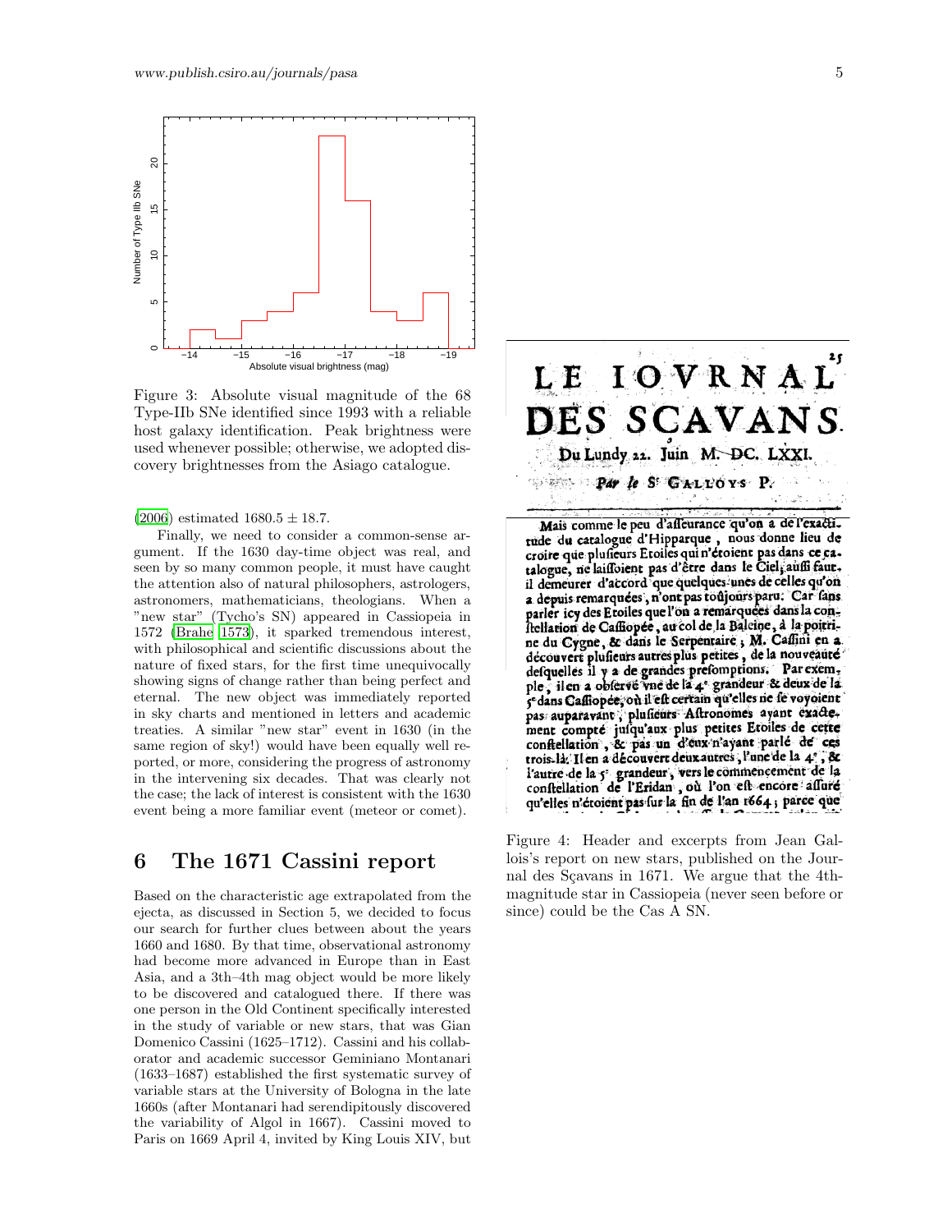Figure 3: Absolute visual magnitude of the 68 Type-IIb SNe identified since 1993 with a reliable host galaxy identification. Peak brightness were used whenever possible; otherwise, we adopted discovery brightnesses from the Asiago catalogue.

(2006) estimated $1680.5 \pm 18.7$.

Finally, we need to consider a common-sense argument. If the 1630 day-time object was real, and seen by so many common people, it must have caught the attention also of natural philosophers, astrologers, astronomers, mathematicians, theologians. When a "new star" (Tycho's SN) appeared in Cassiopeia in 1572 (Brahe 1573), it sparked tremendous interest, with philosophical and scientific discussions about the nature of fixed stars, for the first time unequivocally showing signs of change rather than being perfect and eternal. The new object was immediately reported in sky charts and mentioned in letters and academic treaties. A similar "new star" event in 1630 (in the same region of sky!) would have been equally well reported, or more, considering the progress of astronomy in the intervening six decades. That was clearly not the case; the lack of interest is consistent with the 1630 event being a more familiar event (meteor or comet).

# 6 The 1671 Cassini report

Based on the characteristic age extrapolated from the ejecta, as discussed in Section 5, we decided to focus our search for further clues between about the years 1660 and 1680. By that time, observational astronomy had become more advanced in Europe than in East Asia, and a 3th–4th mag object would be more likely to be discovered and catalogued there. If there was one person in the Old Continent specifically interested in the study of variable or new stars, that was Gian Domenico Cassini (1625–1712). Cassini and his collaborator and academic successor Geminiano Montanari (1633–1687) established the first systematic survey of variable stars at the University of Bologna in the late 1660s (after Montanari had serendipitously discovered the variability of Algol in 1667). Cassini moved to Paris on 1669 April 4, invited by King Louis XIV, but

Figure 4: Header and excerpts from Jean Gallois's report on new stars, published on the Journal des Sçavans in 1671. We argue that the 4th-magnitude star in Cassiopeia (never seen before or since) could be the Cas A SN.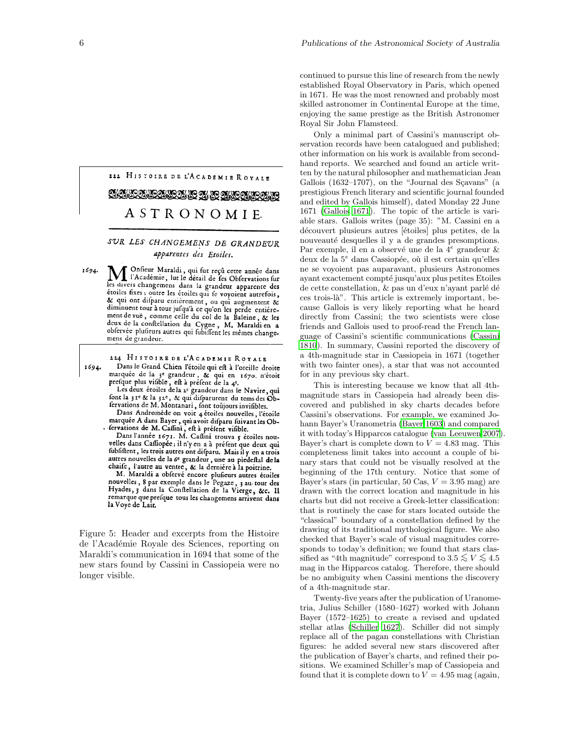continued to pursue this line of research from the newly established Royal Observatory in Paris, which opened in 1671. He was the most renowned and probably most skilled astronomer in Continental Europe at the time, enjoying the same prestige as the British Astronomer Royal Sir John Flamsteed.

Only a minimal part of Cassini's manuscript observation records have been catalogued and published; other information on his work is available from second-hand reports. We searched and found an article written by the natural philosopher and mathematician Jean Gallois (1632–1707), on the "Journal des Sçavans" (a prestigious French literary and scientific journal founded and edited by Gallois himself), dated Monday 22 June 1671 (Gallois 1671). The topic of the article is variable stars. Gallois writes (page 35): "M. Cassini en a découvert plusieurs autres [étoiles] plus petites, de la nouveauté desquelles il y a de grandes presomptions. Par exemple, il en a observé une de la 4$^{e}$ grandeur & deux de la 5$^{e}$ dans Cassiopée, où il est certain qu'elles ne se voyoient pas auparavant, plusieurs Astronomes ayant exactement compté jusqu'aux plus petites Etoiles de cette constellation, & pas un d'eux n'ayant parlé dé ces trois-là". This article is extremely important, because Gallois is very likely reporting what he heard directly from Cassini; the two scientists were close friends and Gallois used to proof-read the French language of Cassini's scientific communications (Cassini 1810). In summary, Cassini reported the discovery of a 4th-magnitude star in Cassiopeia in 1671 (together with two fainter ones), a star that was not accounted for in any previous sky chart.

This is interesting because we know that all 4th-magnitude stars in Cassiopeia had already been discovered and published in sky charts decades before Cassini's observations. For example, we examined Johann Bayer's Uranometria (Bayer 1603) and compared it with today's Hipparcos catalogue (van Leeuwen 2007). Bayer's chart is complete down to $V = 4.83$ mag. This completeness limit takes into account a couple of binary stars that could not be visually resolved at the beginning of the 17th century. Notice that some of Bayer's stars (in particular, 50 Cas, $V = 3.95$ mag) are drawn with the correct location and magnitude in his charts but did not receive a Greek-letter classification: that is routinely the case for stars located outside the "classical" boundary of a constellation defined by the drawing of its traditional mythological figure. We also checked that Bayer's scale of visual magnitudes corresponds to today's definition; we found that stars classified as "4th magnitude" correspond to $3.5 \lesssim V \lesssim 4.5$ mag in the Hipparcos catalog. Therefore, there should be no ambiguity when Cassini mentions the discovery of a 4th-magnitude star.

Twenty-five years after the publication of Uranometria, Julius Schiller (1580–1627) worked with Johann Bayer (1572–1625) to create a revised and updated stellar atlas (Schiller 1627). Schiller did not simply replace all of the pagan constellations with Christian figures: he added several new stars discovered after the publication of Bayer's charts, and refined their positions. We examined Schiller's map of Cassiopeia and found that it is complete down to $V = 4.95$ mag (again,

222 HISTOIRE DE L'ACADEMIE ROYALE

ASTRONOMIE.

*SUR LES CHANGEMENS DE GRANDEUR apparentes des Etoiles.*

1694. Monsieur Maraldi, qui fut reçû cette année dans l'Académie, lut le détail de ses Observations sur les divers changemens dans la grandeur apparente des étoiles fixes ; outre les étoiles qui se voyoient autrefois, & qui ont disparu entiérement, ou qui augmentent & diminuent tour à tour jusqu'à ce qu'on les perde entiérement de vuë, comme celle du col de la Baleine, & les deux de la constellation du Cygne, M. Maraldi en a observée plusieurs autres qui subissent les mêmes changemens de grandeur.

224 HISTOIRE DE L'ACADEMIE ROYALE

1694. Dans le Grand Chien l'étoile qui est à l'oreille droite marquée de la 3$^{e}$ grandeur, & qui en 1670. n'étoit presque plus visible, est à présent de la 4$^{e}$.

Les deux étoiles de la 2$^{e}$ grandeur dans le Navire, qui sont la 31$^{e}$ & la 32$^{e}$, & qui disparurent du tems des Observations de M. Montanari, sont toûjours invisibles.

Dans Androméde on voit 4 étoiles nouvelles, l'étoile marquée A dans Bayer, qui avoit disparu suivant les Observations de M. Cassini, est à présent visible.

Dans l'année 1671. M. Cassini trouva 5 étoiles nouvelles dans Cassiopée ; il n'y en a à présent que deux qui subsistent, les trois autres ont disparu. Mais il y en a trois autres nouvelles de la 6$^{e}$ grandeur, une au piedestal de la chaise, l'autre au ventre, & la derniére à la poitrine.

M. Maraldi a observé encore plusieurs autres étoiles nouvelles, 8 par exemple dans le Pegaze, 3 au-tour des Hyades, 3 dans la Constellation de la Vierge, &c. Il remarque que presque tous les changemens arrivent dans la Voye de Lait.

Figure 5: Header and excerpts from the Histoire de l'Académie Royale des Sciences, reporting on Maraldi's communication in 1694 that some of the new stars found by Cassini in Cassiopeia were no longer visible.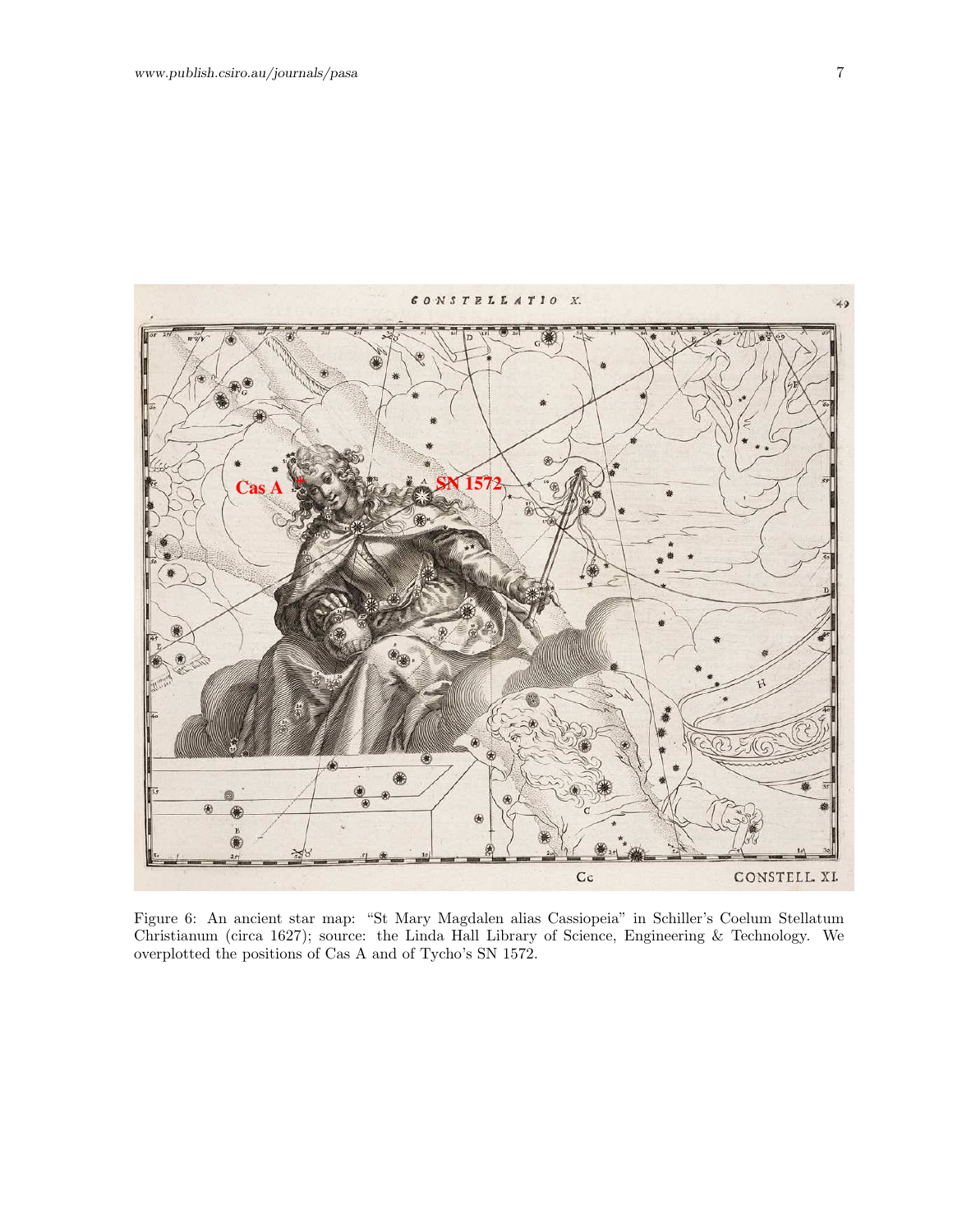Figure 6: An ancient star map: "St Mary Magdalen alias Cassiopeia" in Schiller's Coelum Stellatum Christianum (circa 1627); source: the Linda Hall Library of Science, Engineering & Technology. We overplotted the positions of Cas A and of Tycho's SN 1572.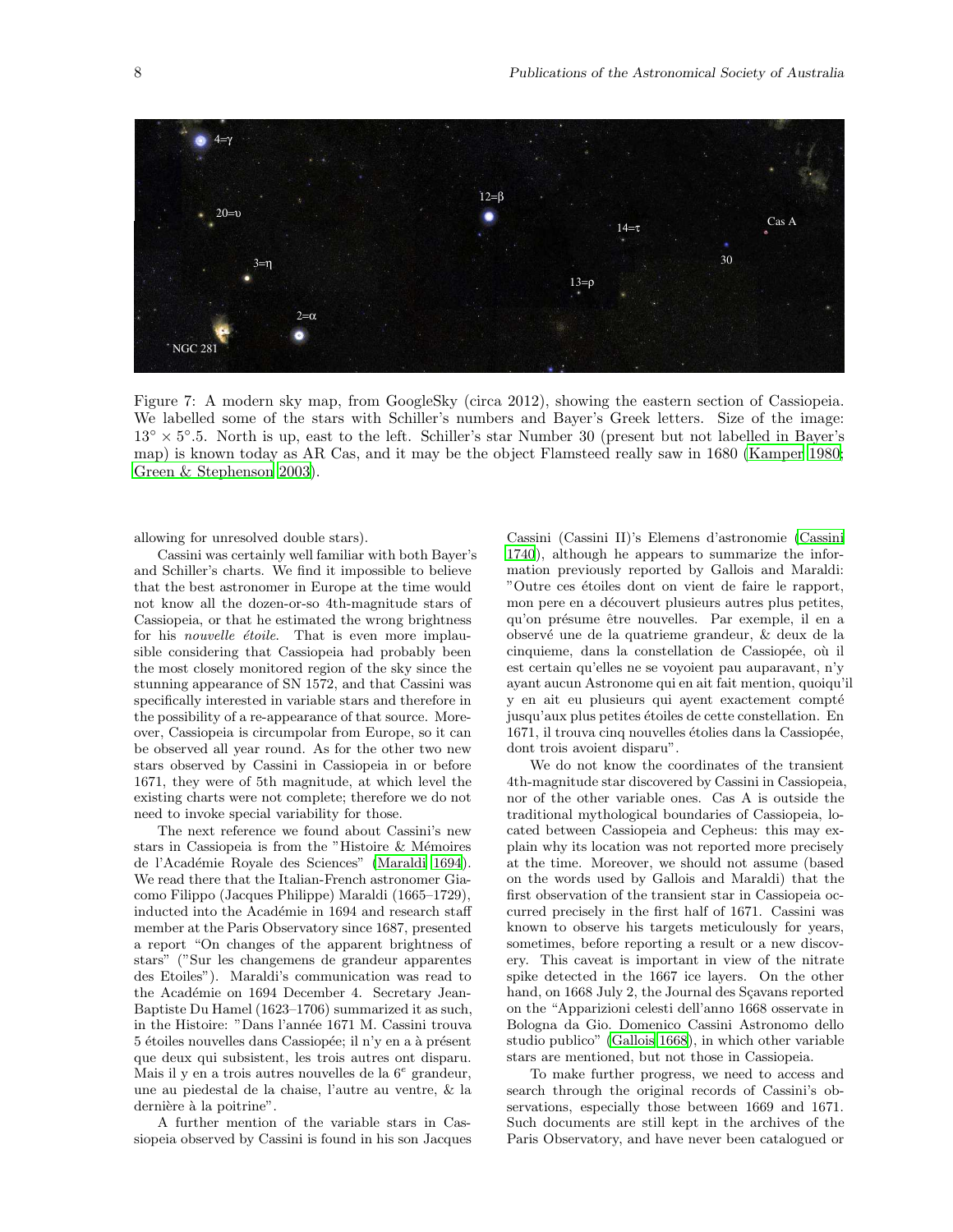Figure 7: A modern sky map, from GoogleSky (circa 2012), showing the eastern section of Cassiopeia. We labelled some of the stars with Schiller's numbers and Bayer's Greek letters. Size of the image: $13^\circ \times 5^\circ.5$. North is up, east to the left. Schiller's star Number 30 (present but not labelled in Bayer's map) is known today as AR Cas, and it may be the object Flamsteed really saw in 1680 (Kamper 1980; Green & Stephenson 2003).

allowing for unresolved double stars).

Cassini was certainly well familiar with both Bayer's and Schiller's charts. We find it impossible to believe that the best astronomer in Europe at the time would not know all the dozen-or-so 4th-magnitude stars of Cassiopeia, or that he estimated the wrong brightness for his *nouvelle étoile*. That is even more implausible considering that Cassiopeia had probably been the most closely monitored region of the sky since the stunning appearance of SN 1572, and that Cassini was specifically interested in variable stars and therefore in the possibility of a re-appearance of that source. Moreover, Cassiopeia is circumpolar from Europe, so it can be observed all year round. As for the other two new stars observed by Cassini in Cassiopeia in or before 1671, they were of 5th magnitude, at which level the existing charts were not complete; therefore we do not need to invoke special variability for those.

The next reference we found about Cassini's new stars in Cassiopeia is from the "Histoire & Mémoires de l'Académie Royale des Sciences" (Maraldi 1694). We read there that the Italian-French astronomer Giacomo Filippo (Jacques Philippe) Maraldi (1665–1729), inducted into the Académie in 1694 and research staff member at the Paris Observatory since 1687, presented a report "On changes of the apparent brightness of stars" ("Sur les changemens de grandeur apparentes des Etoiles"). Maraldi's communication was read to the Académie on 1694 December 4. Secretary Jean-Baptiste Du Hamel (1623–1706) summarized it as such, in the Histoire: "Dans l'année 1671 M. Cassini trouva 5 étoiles nouvelles dans Cassiopée; il n'y en a à présent que deux qui subsistent, les trois autres ont disparu. Mais il y en a trois autres nouvelles de la 6$^e$ grandeur, une au piedestal de la chaise, l'autre au ventre, & la dernière à la poitrine".

A further mention of the variable stars in Cassiopeia observed by Cassini is found in his son Jacques Cassini (Cassini II)'s Elemens d'astronomie (Cassini 1740), although he appears to summarize the information previously reported by Gallois and Maraldi: "Outre ces étoiles dont on vient de faire le rapport, mon pere en a découvert plusieurs autres plus petites, qu'on présume être nouvelles. Par exemple, il en a observé une de la quatrieme grandeur, & deux de la cinquieme, dans la constellation de Cassiopée, où il est certain qu'elles ne se voyoient pau auparavant, n'y ayant aucun Astronome qui en ait fait mention, quoiqu'il y en ait eu plusieurs qui ayent exactement compté jusqu'aux plus petites étoiles de cette constellation. En 1671, il trouva cinq nouvelles étolies dans la Cassiopée, dont trois avoient disparu".

We do not know the coordinates of the transient 4th-magnitude star discovered by Cassini in Cassiopeia, nor of the other variable ones. Cas A is outside the traditional mythological boundaries of Cassiopeia, located between Cassiopeia and Cepheus: this may explain why its location was not reported more precisely at the time. Moreover, we should not assume (based on the words used by Gallois and Maraldi) that the first observation of the transient star in Cassiopeia occurred precisely in the first half of 1671. Cassini was known to observe his targets meticulously for years, sometimes, before reporting a result or a new discovery. This caveat is important in view of the nitrate spike detected in the 1667 ice layers. On the other hand, on 1668 July 2, the Journal des Sçavans reported on the "Apparizioni celesti dell'anno 1668 osservate in Bologna da Gio. Domenico Cassini Astronomo dello studio publico" (Gallois 1668), in which other variable stars are mentioned, but not those in Cassiopeia.

To make further progress, we need to access and search through the original records of Cassini's observations, especially those between 1669 and 1671. Such documents are still kept in the archives of the Paris Observatory, and have never been catalogued or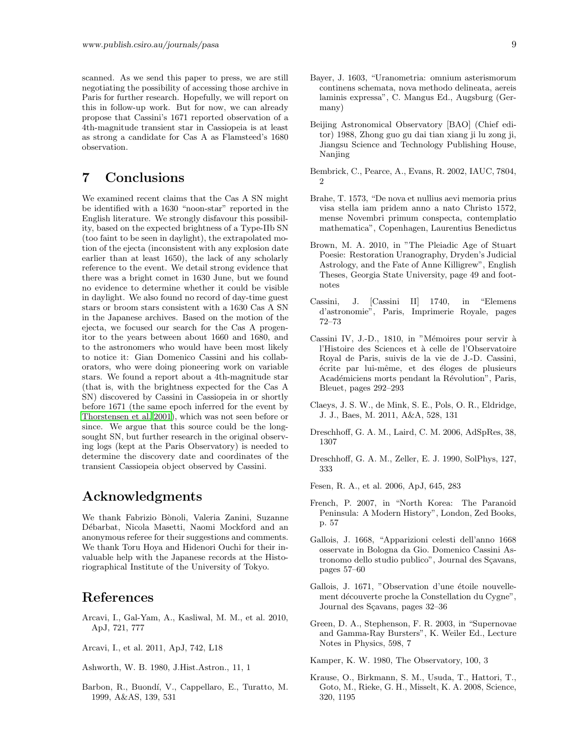scanned. As we send this paper to press, we are still negotiating the possibility of accessing those archive in Paris for further research. Hopefully, we will report on this in follow-up work. But for now, we can already propose that Cassini's 1671 reported observation of a 4th-magnitude transient star in Cassiopeia is at least as strong a candidate for Cas A as Flamsteed's 1680 observation.

# 7 Conclusions

We examined recent claims that the Cas A SN might be identified with a 1630 "noon-star" reported in the English literature. We strongly disfavour this possibility, based on the expected brightness of a Type-IIb SN (too faint to be seen in daylight), the extrapolated motion of the ejecta (inconsistent with any explosion date earlier than at least 1650), the lack of any scholarly reference to the event. We detail strong evidence that there was a bright comet in 1630 June, but we found no evidence to determine whether it could be visible in daylight. We also found no record of day-time guest stars or broom stars consistent with a 1630 Cas A SN in the Japanese archives. Based on the motion of the ejecta, we focused our search for the Cas A progenitor to the years between about 1660 and 1680, and to the astronomers who would have been most likely to notice it: Gian Domenico Cassini and his collaborators, who were doing pioneering work on variable stars. We found a report about a 4th-magnitude star (that is, with the brightness expected for the Cas A SN) discovered by Cassini in Cassiopeia in or shortly before 1671 (the same epoch inferred for the event by Thorstensen et al. 2001), which was not seen before or since. We argue that this source could be the long-sought SN, but further research in the original observing logs (kept at the Paris Observatory) is needed to determine the discovery date and coordinates of the transient Cassiopeia object observed by Cassini.

# Acknowledgments

We thank Fabrizio Bònoli, Valeria Zanini, Suzanne Débarbat, Nicola Masetti, Naomi Mockford and an anonymous referee for their suggestions and comments. We thank Toru Hoya and Hidenori Ouchi for their invaluable help with the Japanese records at the Historiographical Institute of the University of Tokyo.

# References

Arcavi, I., Gal-Yam, A., Kasliwal, M. M., et al. 2010, ApJ, 721, 777

Arcavi, I., et al. 2011, ApJ, 742, L18

Ashworth, W. B. 1980, J.Hist.Astron., 11, 1

Barbon, R., Buondí, V., Cappellaro, E., Turatto, M. 1999, A&AS, 139, 531

Bayer, J. 1603, "Uranometria: omnium asterismorum continens schemata, nova methodo delineata, aereis laminis expressa", C. Mangus Ed., Augsburg (Germany)

Beijing Astronomical Observatory [BAO] (Chief editor) 1988, Zhong guo gu dai tian xiang ji lu zong ji, Jiangsu Science and Technology Publishing House, Nanjing

Bembrick, C., Pearce, A., Evans, R. 2002, IAUC, 7804, 2

Brahe, T. 1573, "De nova et nullius aevi memoria prius visa stella iam pridem anno a nato Christo 1572, mense Novembri primum conspecta, contemplatio mathematica", Copenhagen, Laurentius Benedictus

Brown, M. A. 2010, in "The Pleiadic Age of Stuart Poesie: Restoration Uranography, Dryden's Judicial Astrology, and the Fate of Anne Killigrew", English Theses, Georgia State University, page 49 and footnotes

Cassini, J. [Cassini II] 1740, in "Elemens d'astronomie", Paris, Imprimerie Royale, pages 72–73

Cassini IV, J.-D., 1810, in "Mémoires pour servir à l'Histoire des Sciences et à celle de l'Observatoire Royal de Paris, suivis de la vie de J.-D. Cassini, écrite par lui-même, et des éloges de plusieurs Académiciens morts pendant la Révolution", Paris, Bleuet, pages 292–293

Claeys, J. S. W., de Mink, S. E., Pols, O. R., Eldridge, J. J., Baes, M. 2011, A&A, 528, 131

Dreschhoff, G. A. M., Laird, C. M. 2006, AdSpRes, 38, 1307

Dreschhoff, G. A. M., Zeller, E. J. 1990, SolPhys, 127, 333

Fesen, R. A., et al. 2006, ApJ, 645, 283

French, P. 2007, in "North Korea: The Paranoid Peninsula: A Modern History", London, Zed Books, p. 57

Gallois, J. 1668, "Apparizioni celesti dell'anno 1668 osservate in Bologna da Gio. Domenico Cassini Astronomo dello studio publico", Journal des Sçavans, pages 57–60

Gallois, J. 1671, "Observation d'une étoile nouvellement découverte proche la Constellation du Cygne", Journal des Sçavans, pages 32–36

Green, D. A., Stephenson, F. R. 2003, in "Supernovae and Gamma-Ray Bursters", K. Weiler Ed., Lecture Notes in Physics, 598, 7

Kamper, K. W. 1980, The Observatory, 100, 3

Krause, O., Birkmann, S. M., Usuda, T., Hattori, T., Goto, M., Rieke, G. H., Misselt, K. A. 2008, Science, 320, 1195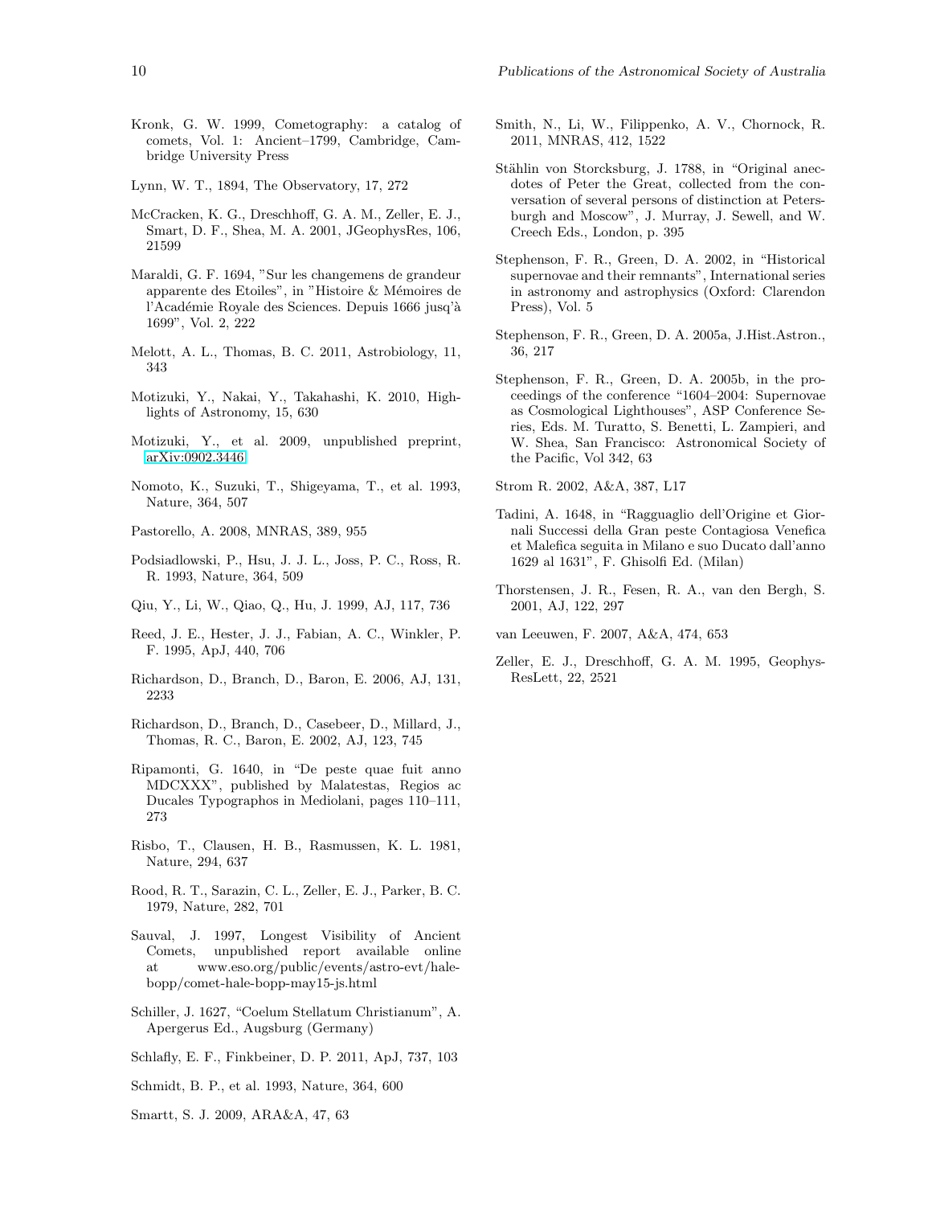Kronk, G. W. 1999, Cometography: a catalog of comets, Vol. 1: Ancient–1799, Cambridge, Cambridge University Press

Lynn, W. T., 1894, The Observatory, 17, 272

McCracken, K. G., Dreschhoff, G. A. M., Zeller, E. J., Smart, D. F., Shea, M. A. 2001, JGeophysRes, 106, 21599

Maraldi, G. F. 1694, "Sur les changemens de grandeur apparente des Etoiles", in "Histoire & Mémoires de l'Académie Royale des Sciences. Depuis 1666 jusq'à 1699", Vol. 2, 222

Melott, A. L., Thomas, B. C. 2011, Astrobiology, 11, 343

Motizuki, Y., Nakai, Y., Takahashi, K. 2010, Highlights of Astronomy, 15, 630

Motizuki, Y., et al. 2009, unpublished preprint, arXiv:0902.3446

Nomoto, K., Suzuki, T., Shigeyama, T., et al. 1993, Nature, 364, 507

Pastorello, A. 2008, MNRAS, 389, 955

Podsiadlowski, P., Hsu, J. J. L., Joss, P. C., Ross, R. R. 1993, Nature, 364, 509

Qiu, Y., Li, W., Qiao, Q., Hu, J. 1999, AJ, 117, 736

Reed, J. E., Hester, J. J., Fabian, A. C., Winkler, P. F. 1995, ApJ, 440, 706

Richardson, D., Branch, D., Baron, E. 2006, AJ, 131, 2233

Richardson, D., Branch, D., Casebeer, D., Millard, J., Thomas, R. C., Baron, E. 2002, AJ, 123, 745

Ripamonti, G. 1640, in "De peste quae fuit anno MDCXXX", published by Malatestas, Regios ac Ducales Typographos in Mediolani, pages 110–111, 273

Risbo, T., Clausen, H. B., Rasmussen, K. L. 1981, Nature, 294, 637

Rood, R. T., Sarazin, C. L., Zeller, E. J., Parker, B. C. 1979, Nature, 282, 701

Sauval, J. 1997, Longest Visibility of Ancient Comets, unpublished report available online at www.eso.org/public/events/astro-evt/hale-bopp/comet-hale-bopp-may15-js.html

Schiller, J. 1627, "Coelum Stellatum Christianum", A. Apergerus Ed., Augsburg (Germany)

Schlafly, E. F., Finkbeiner, D. P. 2011, ApJ, 737, 103

Schmidt, B. P., et al. 1993, Nature, 364, 600

Smartt, S. J. 2009, ARA&A, 47, 63

Smith, N., Li, W., Filippenko, A. V., Chornock, R. 2011, MNRAS, 412, 1522

Stählin von Storcksburg, J. 1788, in "Original anecdotes of Peter the Great, collected from the conversation of several persons of distinction at Petersburgh and Moscow", J. Murray, J. Sewell, and W. Creech Eds., London, p. 395

Stephenson, F. R., Green, D. A. 2002, in "Historical supernovae and their remnants", International series in astronomy and astrophysics (Oxford: Clarendon Press), Vol. 5

Stephenson, F. R., Green, D. A. 2005a, J.Hist.Astron., 36, 217

Stephenson, F. R., Green, D. A. 2005b, in the proceedings of the conference "1604–2004: Supernovae as Cosmological Lighthouses", ASP Conference Series, Eds. M. Turatto, S. Benetti, L. Zampieri, and W. Shea, San Francisco: Astronomical Society of the Pacific, Vol 342, 63

Strom R. 2002, A&A, 387, L17

Tadini, A. 1648, in "Ragguaglio dell'Origine et Giornali Successi della Gran peste Contagiosa Venefica et Malefica seguita in Milano e suo Ducato dall'anno 1629 al 1631", F. Ghisolfi Ed. (Milan)

Thorstensen, J. R., Fesen, R. A., van den Bergh, S. 2001, AJ, 122, 297

van Leeuwen, F. 2007, A&A, 474, 653

Zeller, E. J., Dreschhoff, G. A. M. 1995, GeophysResLett, 22, 2521